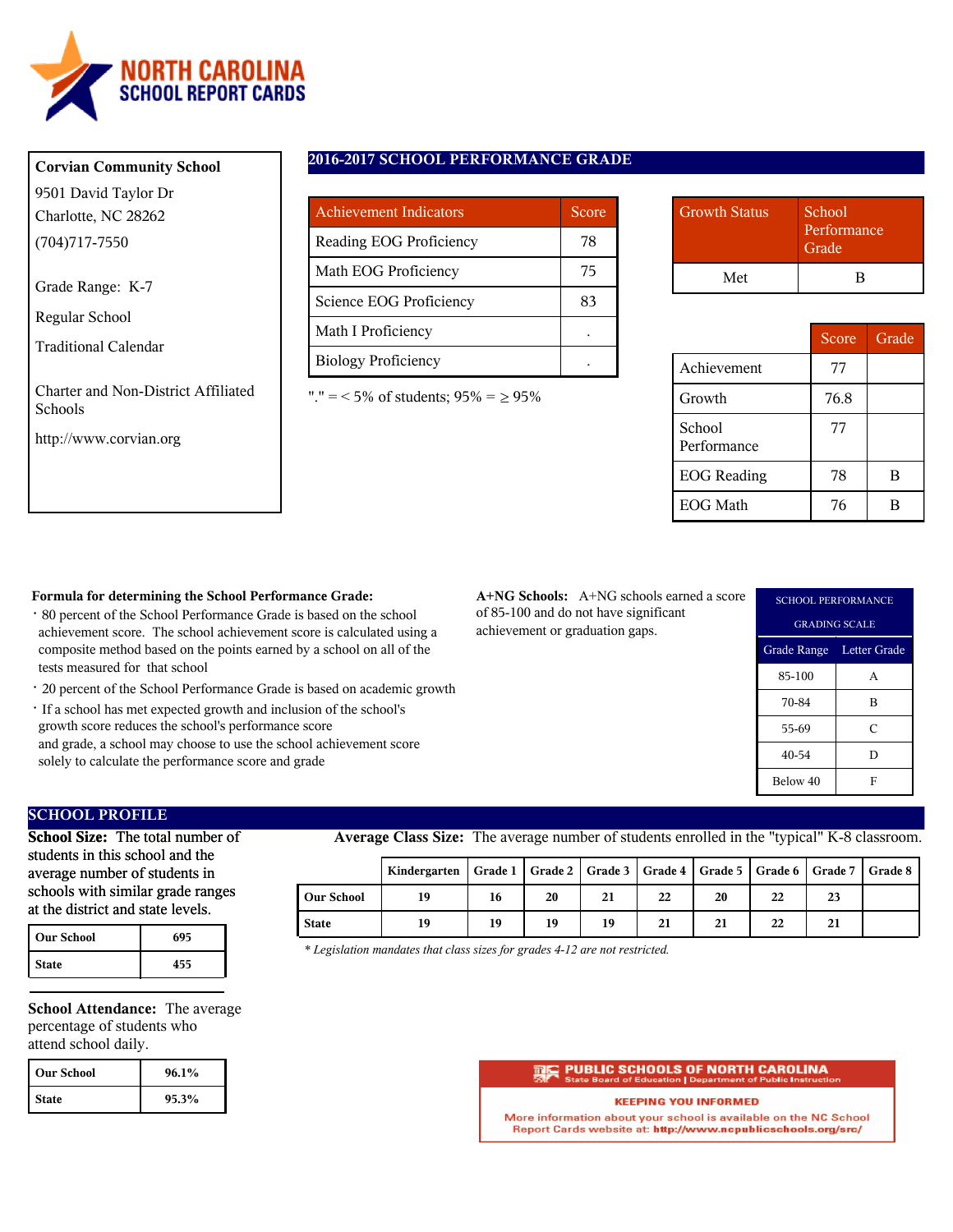# NORTH CAROLINA SCHOOL REPORT CARDS

**Corvian Community School**

9501 David Taylor Dr
Charlotte, NC 28262

(704)717-7550

Grade Range: K-7

Regular School

Traditional Calendar

Charter and Non-District Affiliated Schools

http://www.corvian.org

## 2016-2017 SCHOOL PERFORMANCE GRADE

| Achievement Indicators | Score |
|---|---|
| Reading EOG Proficiency | 78 |
| Math EOG Proficiency | 75 |
| Science EOG Proficiency | 83 |
| Math I Proficiency | . |
| Biology Proficiency | . |

"." = < 5% of students; 95% = ≥ 95%

| Growth Status | School Performance Grade |
|---|---|
| Met | B |

| | Score | Grade |
|---|---|---|
| Achievement | 77 | |
| Growth | 76.8 | |
| School Performance | 77 | |
| EOG Reading | 78 | B |
| EOG Math | 76 | B |

**Formula for determining the School Performance Grade:**

- 80 percent of the School Performance Grade is based on the school achievement score. The school achievement score is calculated using a composite method based on the points earned by a school on all of the tests measured for that school
- 20 percent of the School Performance Grade is based on academic growth
- If a school has met expected growth and inclusion of the school's growth score reduces the school's performance score and grade, a school may choose to use the school achievement score solely to calculate the performance score and grade

**A+NG Schools:** A+NG schools earned a score of 85-100 and do not have significant achievement or graduation gaps.

| SCHOOL PERFORMANCE GRADING SCALE | |
|---|---|
| Grade Range | Letter Grade |
| 85-100 | A |
| 70-84 | B |
| 55-69 | C |
| 40-54 | D |
| Below 40 | F |

## SCHOOL PROFILE

**School Size:** The total number of students in this school and the average number of students in schools with similar grade ranges at the district and state levels.

| | |
|---|---|
| Our School | 695 |
| State | 455 |

**School Attendance:** The average percentage of students who attend school daily.

| | |
|---|---|
| Our School | 96.1% |
| State | 95.3% |

**Average Class Size:** The average number of students enrolled in the "typical" K-8 classroom.

| | Kindergarten | Grade 1 | Grade 2 | Grade 3 | Grade 4 | Grade 5 | Grade 6 | Grade 7 | Grade 8 |
|---|---|---|---|---|---|---|---|---|---|
| Our School | 19 | 16 | 20 | 21 | 22 | 20 | 22 | 23 | |
| State | 19 | 19 | 19 | 19 | 21 | 21 | 22 | 21 | |

*\* Legislation mandates that class sizes for grades 4-12 are not restricted.*

**PUBLIC SCHOOLS OF NORTH CAROLINA**
State Board of Education | Department of Public Instruction

**KEEPING YOU INFORMED**

More information about your school is available on the NC School Report Cards website at: **http://www.ncpublicschools.org/src/**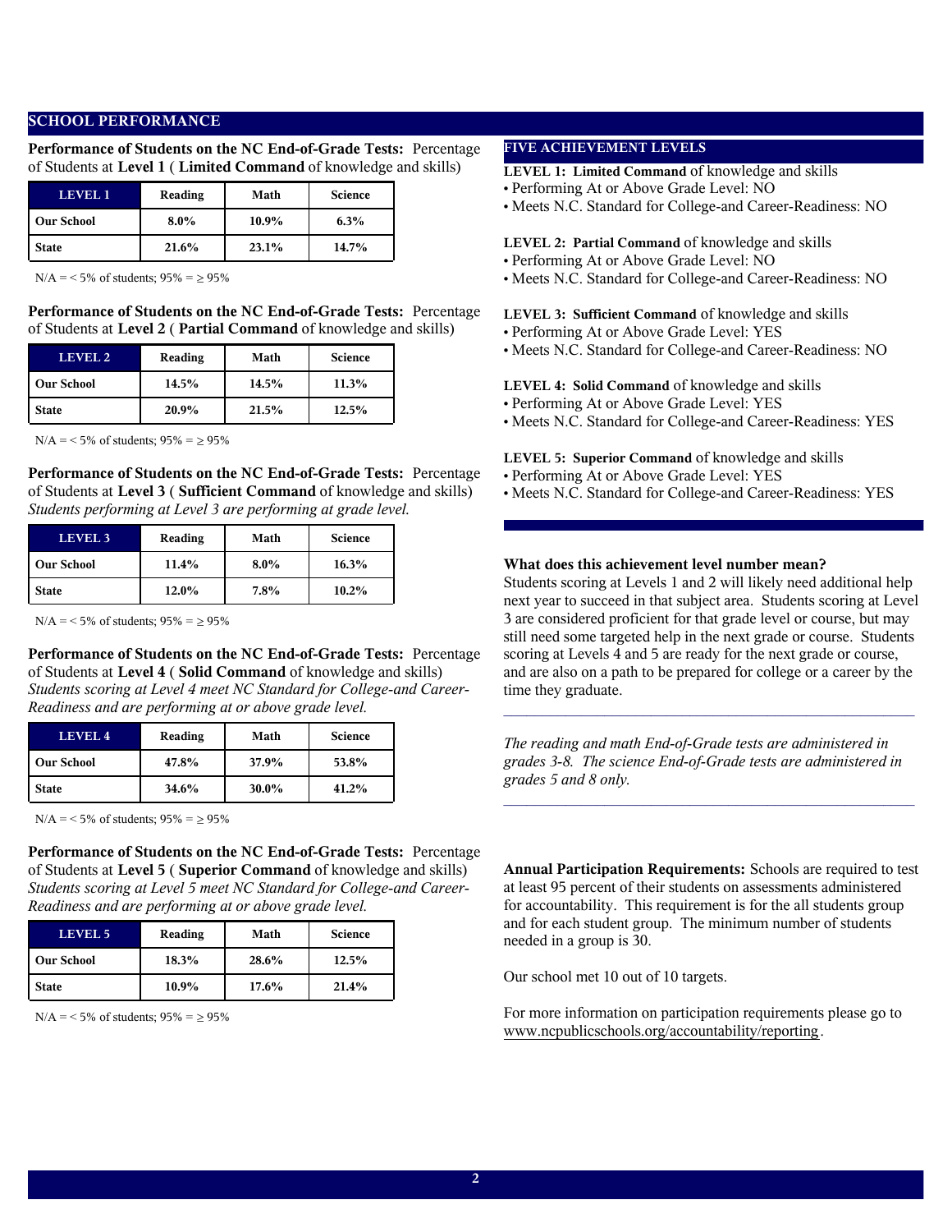## SCHOOL PERFORMANCE

**Performance of Students on the NC End-of-Grade Tests:** Percentage of Students at **Level 1** ( **Limited Command** of knowledge and skills)

| LEVEL 1 | Reading | Math | Science |
|---|---|---|---|
| **Our School** | **8.0%** | **10.9%** | **6.3%** |
| **State** | **21.6%** | **23.1%** | **14.7%** |

N/A = < 5% of students; 95% = ≥ 95%

**Performance of Students on the NC End-of-Grade Tests:** Percentage of Students at **Level 2** ( **Partial Command** of knowledge and skills)

| LEVEL 2 | Reading | Math | Science |
|---|---|---|---|
| **Our School** | **14.5%** | **14.5%** | **11.3%** |
| **State** | **20.9%** | **21.5%** | **12.5%** |

N/A = < 5% of students; 95% = ≥ 95%

**Performance of Students on the NC End-of-Grade Tests:** Percentage of Students at **Level 3** ( **Sufficient Command** of knowledge and skills) *Students performing at Level 3 are performing at grade level.*

| LEVEL 3 | Reading | Math | Science |
|---|---|---|---|
| **Our School** | **11.4%** | **8.0%** | **16.3%** |
| **State** | **12.0%** | **7.8%** | **10.2%** |

N/A = < 5% of students; 95% = ≥ 95%

**Performance of Students on the NC End-of-Grade Tests:** Percentage of Students at **Level 4** ( **Solid Command** of knowledge and skills) *Students scoring at Level 4 meet NC Standard for College-and Career-Readiness and are performing at or above grade level.*

| LEVEL 4 | Reading | Math | Science |
|---|---|---|---|
| **Our School** | **47.8%** | **37.9%** | **53.8%** |
| **State** | **34.6%** | **30.0%** | **41.2%** |

N/A = < 5% of students; 95% = ≥ 95%

**Performance of Students on the NC End-of-Grade Tests:** Percentage of Students at **Level 5** ( **Superior Command** of knowledge and skills) *Students scoring at Level 5 meet NC Standard for College-and Career-Readiness and are performing at or above grade level.*

| LEVEL 5 | Reading | Math | Science |
|---|---|---|---|
| **Our School** | **18.3%** | **28.6%** | **12.5%** |
| **State** | **10.9%** | **17.6%** | **21.4%** |

N/A = < 5% of students; 95% = ≥ 95%

### FIVE ACHIEVEMENT LEVELS

**LEVEL 1: Limited Command** of knowledge and skills
- Performing At or Above Grade Level: NO
- Meets N.C. Standard for College-and Career-Readiness: NO

**LEVEL 2: Partial Command** of knowledge and skills
- Performing At or Above Grade Level: NO
- Meets N.C. Standard for College-and Career-Readiness: NO

**LEVEL 3: Sufficient Command** of knowledge and skills
- Performing At or Above Grade Level: YES
- Meets N.C. Standard for College-and Career-Readiness: NO

**LEVEL 4: Solid Command** of knowledge and skills
- Performing At or Above Grade Level: YES
- Meets N.C. Standard for College-and Career-Readiness: YES

**LEVEL 5: Superior Command** of knowledge and skills
- Performing At or Above Grade Level: YES
- Meets N.C. Standard for College-and Career-Readiness: YES

**What does this achievement level number mean?**
Students scoring at Levels 1 and 2 will likely need additional help next year to succeed in that subject area. Students scoring at Level 3 are considered proficient for that grade level or course, but may still need some targeted help in the next grade or course. Students scoring at Levels 4 and 5 are ready for the next grade or course, and are also on a path to be prepared for college or a career by the time they graduate.

*The reading and math End-of-Grade tests are administered in grades 3-8. The science End-of-Grade tests are administered in grades 5 and 8 only.*

**Annual Participation Requirements:** Schools are required to test at least 95 percent of their students on assessments administered for accountability. This requirement is for the all students group and for each student group. The minimum number of students needed in a group is 30.

Our school met 10 out of 10 targets.

For more information on participation requirements please go to www.ncpublicschools.org/accountability/reporting.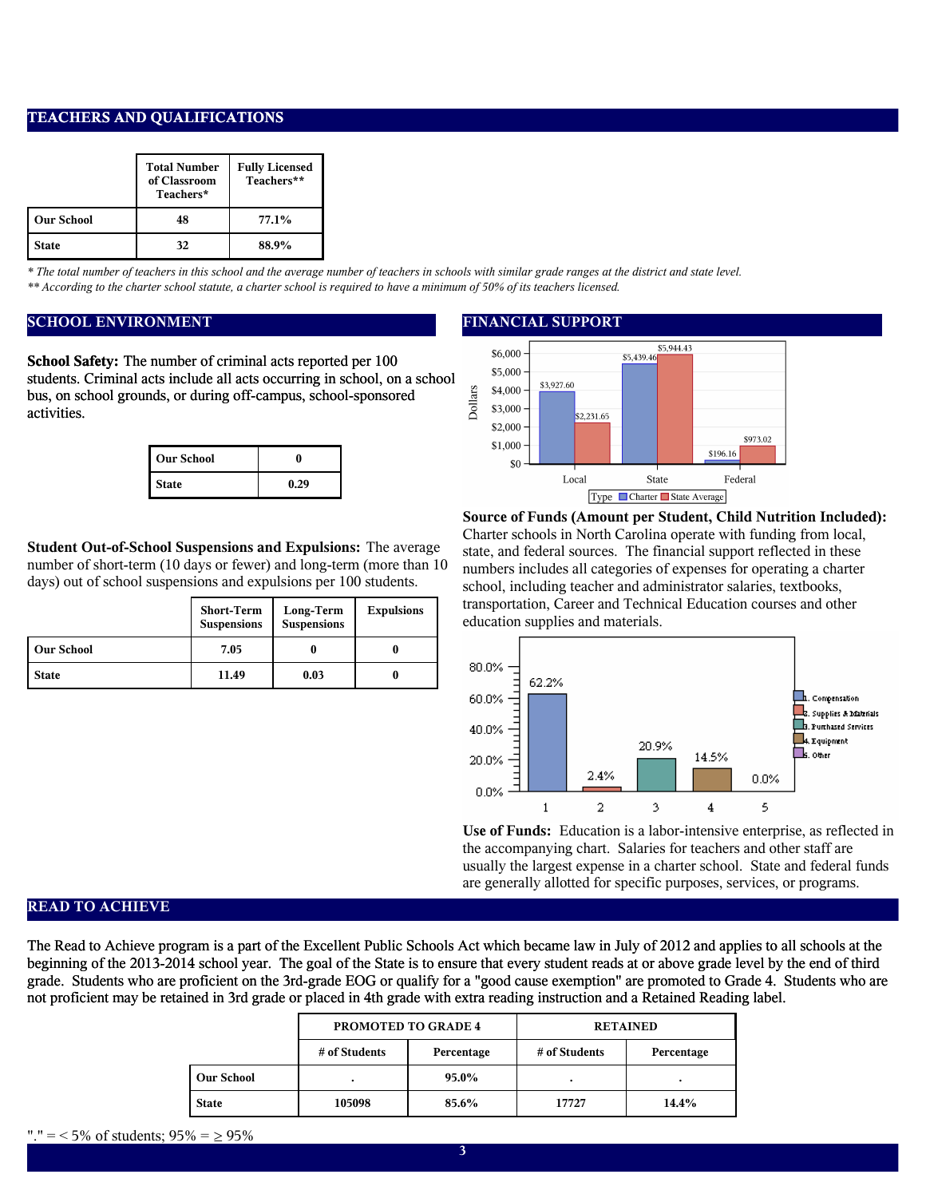## TEACHERS AND QUALIFICATIONS

| | Total Number of Classroom Teachers* | Fully Licensed Teachers** |
|---|---|---|
| **Our School** | 48 | 77.1% |
| **State** | 32 | 88.9% |

*\* The total number of teachers in this school and the average number of teachers in schools with similar grade ranges at the district and state level.*
*\*\* According to the charter school statute, a charter school is required to have a minimum of 50% of its teachers licensed.*

## SCHOOL ENVIRONMENT

**School Safety:** The number of criminal acts reported per 100 students. Criminal acts include all acts occurring in school, on a school bus, on school grounds, or during off-campus, school-sponsored activities.

| | |
|---|---|
| **Our School** | 0 |
| **State** | 0.29 |

**Student Out-of-School Suspensions and Expulsions:** The average number of short-term (10 days or fewer) and long-term (more than 10 days) out of school suspensions and expulsions per 100 students.

| | Short-Term Suspensions | Long-Term Suspensions | Expulsions |
|---|---|---|---|
| **Our School** | 7.05 | 0 | 0 |
| **State** | 11.49 | 0.03 | 0 |

## FINANCIAL SUPPORT

$6,000
$5,000
$4,000
$3,000
$2,000
$1,000
$0
Dollars
$3,927.60
$2,231.65
$5,439.46
$5,944.43
$196.16
$973.02
Local
State
Federal
Type ■ Charter ■ State Average

**Source of Funds (Amount per Student, Child Nutrition Included):** Charter schools in North Carolina operate with funding from local, state, and federal sources. The financial support reflected in these numbers includes all categories of expenses for operating a charter school, including teacher and administrator salaries, textbooks, transportation, Career and Technical Education courses and other education supplies and materials.

80.0%
60.0%
40.0%
20.0%
0.0%
62.2%
2.4%
20.9%
14.5%
0.0%
1 2 3 4 5
1. Compensation
2. Supplies & Materials
3. Purchased Services
4. Equipment
5. Other

**Use of Funds:** Education is a labor-intensive enterprise, as reflected in the accompanying chart. Salaries for teachers and other staff are usually the largest expense in a charter school. State and federal funds are generally allotted for specific purposes, services, or programs.

## READ TO ACHIEVE

The Read to Achieve program is a part of the Excellent Public Schools Act which became law in July of 2012 and applies to all schools at the beginning of the 2013-2014 school year. The goal of the State is to ensure that every student reads at or above grade level by the end of third grade. Students who are proficient on the 3rd-grade EOG or qualify for a "good cause exemption" are promoted to Grade 4. Students who are not proficient may be retained in 3rd grade or placed in 4th grade with extra reading instruction and a Retained Reading label.

| | PROMOTED TO GRADE 4 | | RETAINED | |
|---|---|---|---|---|
| | # of Students | Percentage | # of Students | Percentage |
| **Our School** | . | 95.0% | . | . |
| **State** | 105098 | 85.6% | 17727 | 14.4% |

"." = < 5% of students; 95% = ≥ 95%